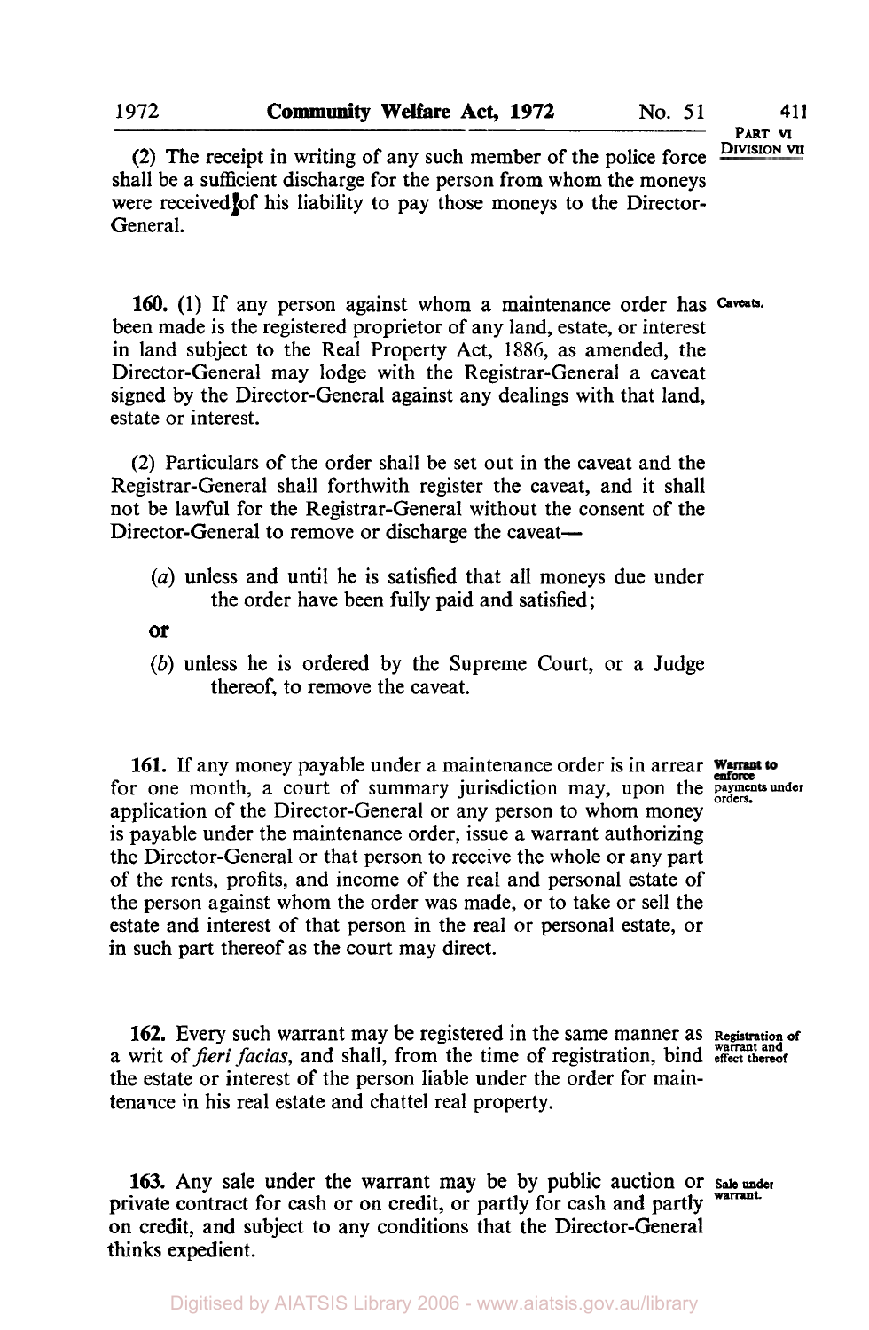(2) The receipt in writing of any such member of the police force shall be a sufficient discharge for the person from whom the moneys were received of his liability to pay those moneys to the Director-General.

**Caveats.**

**160.** (1) If any person against whom a maintenance order has been made is the registered proprietor of any land, estate, or interest in land subject to the Real Property Act, 1886, as amended, the Director-General may lodge with the Registrar-General a caveat signed by the Director-General against any dealings with that land, estate or interest.

(2) Particulars of the order shall be set out in the caveat and the Registrar-General shall forthwith register the caveat, and it shall not be lawful for the Registrar-General without the consent of the Director-General to remove or discharge the caveat—

(*a*) unless and until he is satisfied that all moneys due under the order have been fully paid and satisfied;

or

(*b*) unless he is ordered by the Supreme Court, or a Judge thereof, to remove the caveat.

**Warrant to enforce payments under orders.**

**161.** If any money payable under a maintenance order is in arrear for one month, a court of summary jurisdiction may, upon the application of the Director-General or any person to whom money is payable under the maintenance order, issue a warrant authorizing the Director-General or that person to receive the whole or any part of the rents, profits, and income of the real and personal estate of the person against whom the order was made, or to take or sell the estate and interest of that person in the real or personal estate, or in such part thereof as the court may direct.

**Registration of warrant and effect thereof**

**162.** Every such warrant may be registered in the same manner as a writ of *fieri facias*, and shall, from the time of registration, bind the estate or interest of the person liable under the order for maintenance in his real estate and chattel real property.

**Sale under warrant.**

**163.** Any sale under the warrant may be by public auction or private contract for cash or on credit, or partly for cash and partly on credit, and subject to any conditions that the Director-General thinks expedient.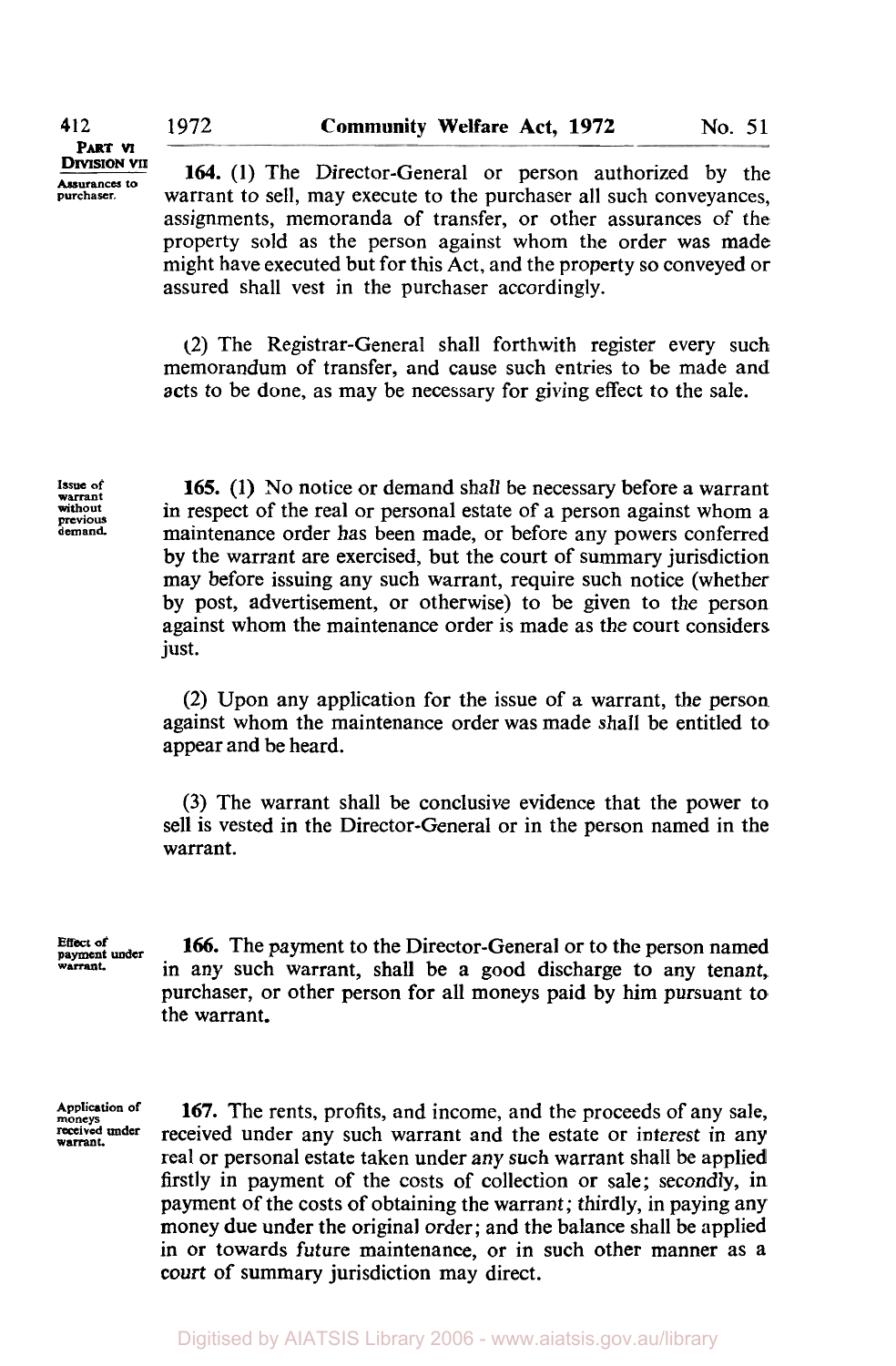PART VI
DIVISION VII

Assurances to purchaser.

**164.** (1) The Director-General or person authorized by the warrant to sell, may execute to the purchaser all such conveyances, assignments, memoranda of transfer, or other assurances of the property sold as the person against whom the order was made might have executed but for this Act, and the property so conveyed or assured shall vest in the purchaser accordingly.

(2) The Registrar-General shall forthwith register every such memorandum of transfer, and cause such entries to be made and acts to be done, as may be necessary for giving effect to the sale.

Issue of warrant without previous demand.

**165.** (1) No notice or demand shall be necessary before a warrant in respect of the real or personal estate of a person against whom a maintenance order has been made, or before any powers conferred by the warrant are exercised, but the court of summary jurisdiction may before issuing any such warrant, require such notice (whether by post, advertisement, or otherwise) to be given to the person against whom the maintenance order is made as the court considers just.

(2) Upon any application for the issue of a warrant, the person against whom the maintenance order was made shall be entitled to appear and be heard.

(3) The warrant shall be conclusive evidence that the power to sell is vested in the Director-General or in the person named in the warrant.

Effect of payment under warrant.

**166.** The payment to the Director-General or to the person named in any such warrant, shall be a good discharge to any tenant, purchaser, or other person for all moneys paid by him pursuant to the warrant.

Application of moneys received under warrant.

**167.** The rents, profits, and income, and the proceeds of any sale, received under any such warrant and the estate or interest in any real or personal estate taken under any such warrant shall be applied firstly in payment of the costs of collection or sale; secondly, in payment of the costs of obtaining the warrant; thirdly, in paying any money due under the original order; and the balance shall be applied in or towards future maintenance, or in such other manner as a court of summary jurisdiction may direct.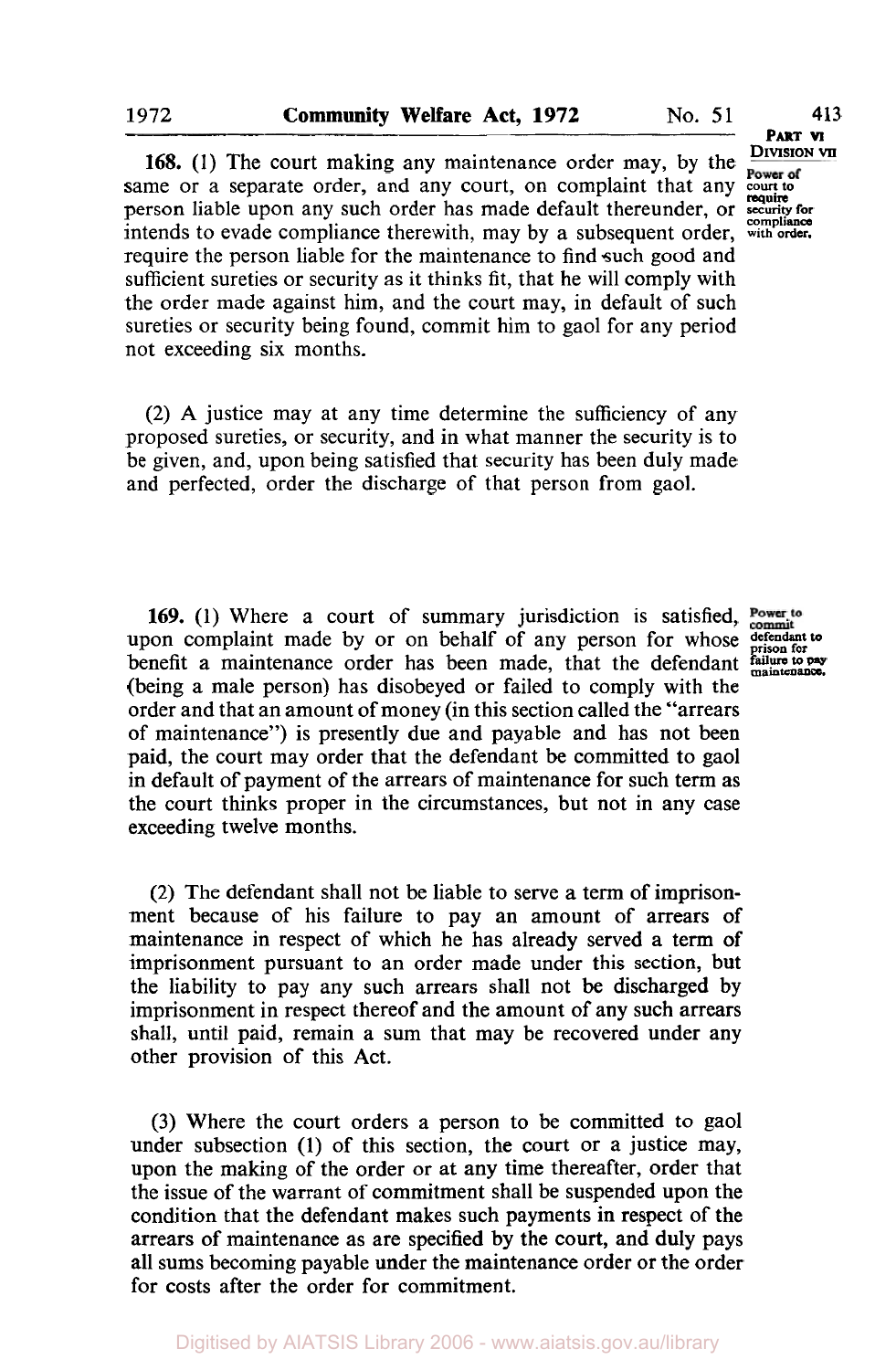**Power of court to require security for compliance with order.**

**168.** (1) The court making any maintenance order may, by the same or a separate order, and any court, on complaint that any person liable upon any such order has made default thereunder, or intends to evade compliance therewith, may by a subsequent order, require the person liable for the maintenance to find such good and sufficient sureties or security as it thinks fit, that he will comply with the order made against him, and the court may, in default of such sureties or security being found, commit him to gaol for any period not exceeding six months.

(2) A justice may at any time determine the sufficiency of any proposed sureties, or security, and in what manner the security is to be given, and, upon being satisfied that security has been duly made and perfected, order the discharge of that person from gaol.

**Power to commit defendant to prison for failure to pay maintenance.**

**169.** (1) Where a court of summary jurisdiction is satisfied, upon complaint made by or on behalf of any person for whose benefit a maintenance order has been made, that the defendant (being a male person) has disobeyed or failed to comply with the order and that an amount of money (in this section called the "arrears of maintenance") is presently due and payable and has not been paid, the court may order that the defendant be committed to gaol in default of payment of the arrears of maintenance for such term as the court thinks proper in the circumstances, but not in any case exceeding twelve months.

(2) The defendant shall not be liable to serve a term of imprisonment because of his failure to pay an amount of arrears of maintenance in respect of which he has already served a term of imprisonment pursuant to an order made under this section, but the liability to pay any such arrears shall not be discharged by imprisonment in respect thereof and the amount of any such arrears shall, until paid, remain a sum that may be recovered under any other provision of this Act.

(3) Where the court orders a person to be committed to gaol under subsection (1) of this section, the court or a justice may, upon the making of the order or at any time thereafter, order that the issue of the warrant of commitment shall be suspended upon the condition that the defendant makes such payments in respect of the arrears of maintenance as are specified by the court, and duly pays all sums becoming payable under the maintenance order or the order for costs after the order for commitment.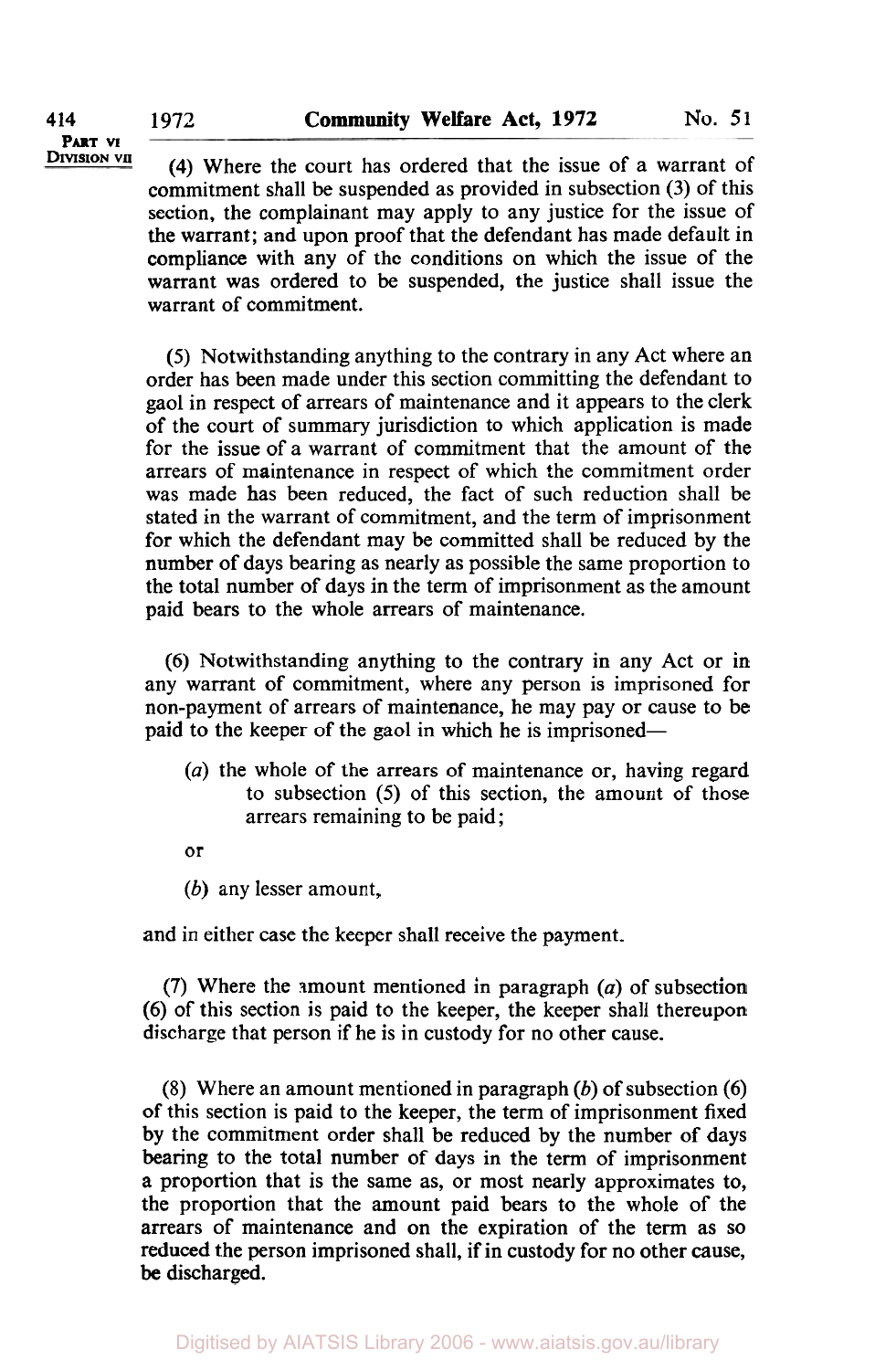(4) Where the court has ordered that the issue of a warrant of commitment shall be suspended as provided in subsection (3) of this section, the complainant may apply to any justice for the issue of the warrant; and upon proof that the defendant has made default in compliance with any of the conditions on which the issue of the warrant was ordered to be suspended, the justice shall issue the warrant of commitment.

(5) Notwithstanding anything to the contrary in any Act where an order has been made under this section committing the defendant to gaol in respect of arrears of maintenance and it appears to the clerk of the court of summary jurisdiction to which application is made for the issue of a warrant of commitment that the amount of the arrears of maintenance in respect of which the commitment order was made has been reduced, the fact of such reduction shall be stated in the warrant of commitment, and the term of imprisonment for which the defendant may be committed shall be reduced by the number of days bearing as nearly as possible the same proportion to the total number of days in the term of imprisonment as the amount paid bears to the whole arrears of maintenance.

(6) Notwithstanding anything to the contrary in any Act or in any warrant of commitment, where any person is imprisoned for non-payment of arrears of maintenance, he may pay or cause to be paid to the keeper of the gaol in which he is imprisoned—

(*a*) the whole of the arrears of maintenance or, having regard to subsection (5) of this section, the amount of those arrears remaining to be paid;

or

(*b*) any lesser amount,

and in either case the keeper shall receive the payment.

(7) Where the amount mentioned in paragraph (*a*) of subsection (6) of this section is paid to the keeper, the keeper shall thereupon discharge that person if he is in custody for no other cause.

(8) Where an amount mentioned in paragraph (*b*) of subsection (6) of this section is paid to the keeper, the term of imprisonment fixed by the commitment order shall be reduced by the number of days bearing to the total number of days in the term of imprisonment a proportion that is the same as, or most nearly approximates to, the proportion that the amount paid bears to the whole of the arrears of maintenance and on the expiration of the term as so reduced the person imprisoned shall, if in custody for no other cause, be discharged.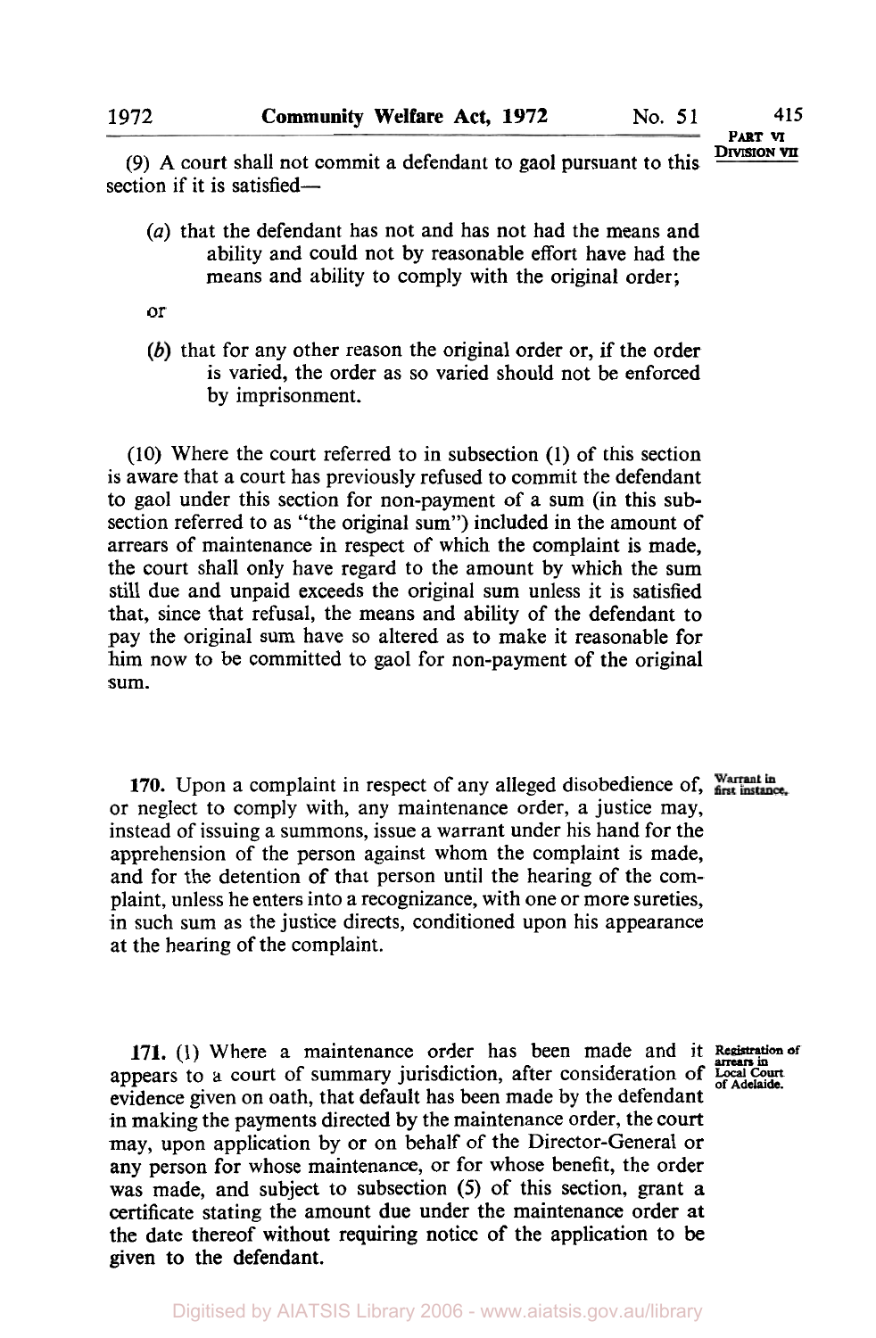(9) A court shall not commit a defendant to gaol pursuant to this section if it is satisfied—

(*a*) that the defendant has not and has not had the means and ability and could not by reasonable effort have had the means and ability to comply with the original order;

or

(*b*) that for any other reason the original order or, if the order is varied, the order as so varied should not be enforced by imprisonment.

(10) Where the court referred to in subsection (1) of this section is aware that a court has previously refused to commit the defendant to gaol under this section for non-payment of a sum (in this subsection referred to as "the original sum") included in the amount of arrears of maintenance in respect of which the complaint is made, the court shall only have regard to the amount by which the sum still due and unpaid exceeds the original sum unless it is satisfied that, since that refusal, the means and ability of the defendant to pay the original sum have so altered as to make it reasonable for him now to be committed to gaol for non-payment of the original sum.

**170.** Upon a complaint in respect of any alleged disobedience of, or neglect to comply with, any maintenance order, a justice may, instead of issuing a summons, issue a warrant under his hand for the apprehension of the person against whom the complaint is made, and for the detention of that person until the hearing of the complaint, unless he enters into a recognizance, with one or more sureties, in such sum as the justice directs, conditioned upon his appearance at the hearing of the complaint.

*Warrant in first instance.*

**171.** (1) Where a maintenance order has been made and it appears to a court of summary jurisdiction, after consideration of evidence given on oath, that default has been made by the defendant in making the payments directed by the maintenance order, the court may, upon application by or on behalf of the Director-General or any person for whose maintenance, or for whose benefit, the order was made, and subject to subsection (5) of this section, grant a certificate stating the amount due under the maintenance order at the date thereof without requiring notice of the application to be given to the defendant.

*Registration of arrears in Local Court of Adelaide.*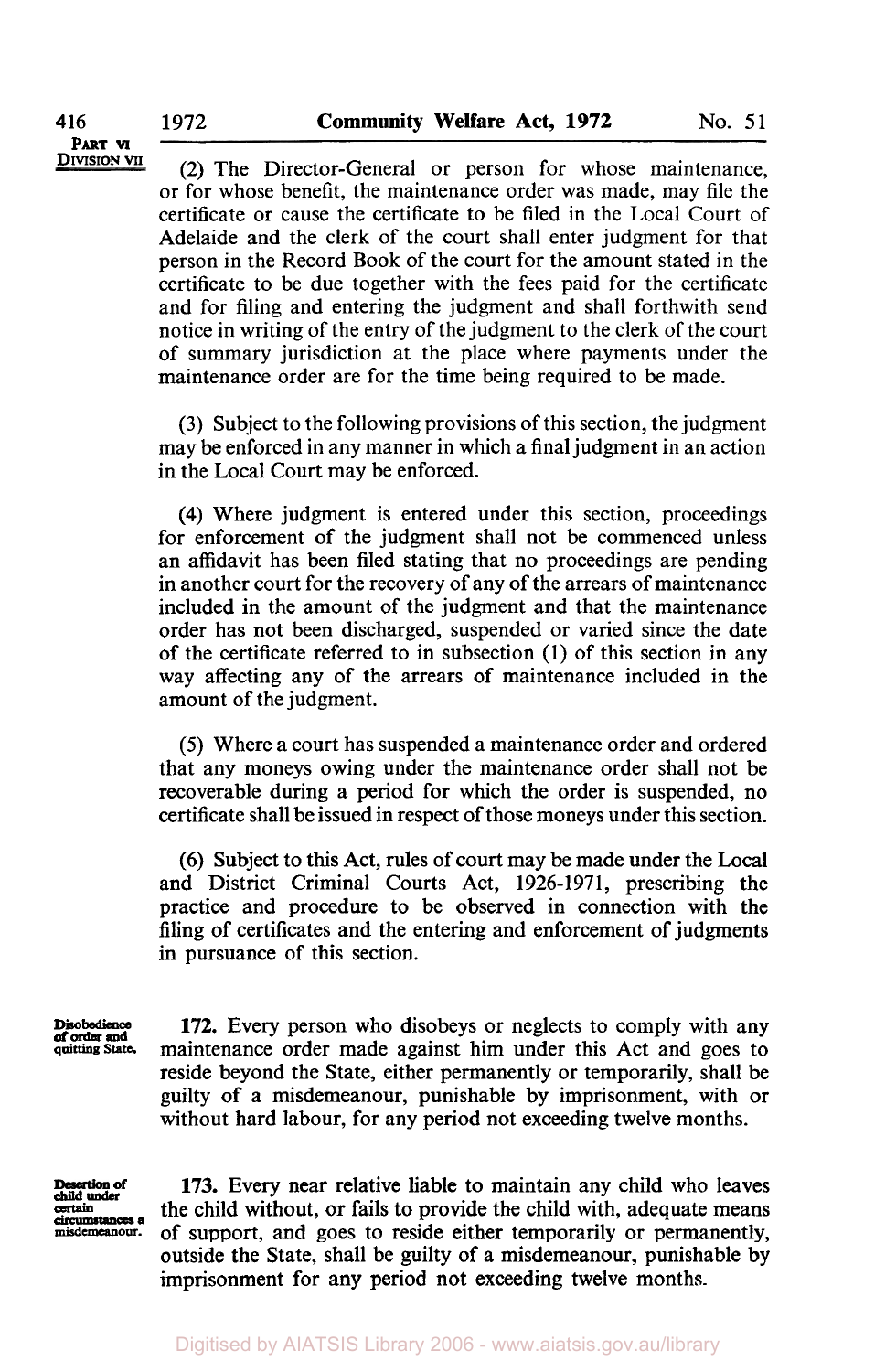(2) The Director-General or person for whose maintenance, or for whose benefit, the maintenance order was made, may file the certificate or cause the certificate to be filed in the Local Court of Adelaide and the clerk of the court shall enter judgment for that person in the Record Book of the court for the amount stated in the certificate to be due together with the fees paid for the certificate and for filing and entering the judgment and shall forthwith send notice in writing of the entry of the judgment to the clerk of the court of summary jurisdiction at the place where payments under the maintenance order are for the time being required to be made.

(3) Subject to the following provisions of this section, the judgment may be enforced in any manner in which a final judgment in an action in the Local Court may be enforced.

(4) Where judgment is entered under this section, proceedings for enforcement of the judgment shall not be commenced unless an affidavit has been filed stating that no proceedings are pending in another court for the recovery of any of the arrears of maintenance included in the amount of the judgment and that the maintenance order has not been discharged, suspended or varied since the date of the certificate referred to in subsection (1) of this section in any way affecting any of the arrears of maintenance included in the amount of the judgment.

(5) Where a court has suspended a maintenance order and ordered that any moneys owing under the maintenance order shall not be recoverable during a period for which the order is suspended, no certificate shall be issued in respect of those moneys under this section.

(6) Subject to this Act, rules of court may be made under the Local and District Criminal Courts Act, 1926-1971, prescribing the practice and procedure to be observed in connection with the filing of certificates and the entering and enforcement of judgments in pursuance of this section.

*Disobedience of order and quitting State.*

**172.** Every person who disobeys or neglects to comply with any maintenance order made against him under this Act and goes to reside beyond the State, either permanently or temporarily, shall be guilty of a misdemeanour, punishable by imprisonment, with or without hard labour, for any period not exceeding twelve months.

*Desertion of child under certain circumstances a misdemeanour.*

**173.** Every near relative liable to maintain any child who leaves the child without, or fails to provide the child with, adequate means of support, and goes to reside either temporarily or permanently, outside the State, shall be guilty of a misdemeanour, punishable by imprisonment for any period not exceeding twelve months.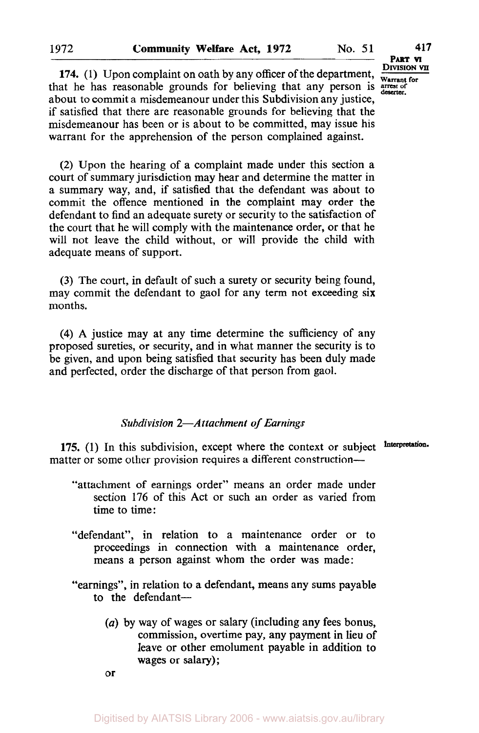**Warrant for arrest of deserter.**

**174.** (1) Upon complaint on oath by any officer of the department, that he has reasonable grounds for believing that any person is about to commit a misdemeanour under this Subdivision any justice, if satisfied that there are reasonable grounds for believing that the misdemeanour has been or is about to be committed, may issue his warrant for the apprehension of the person complained against.

(2) Upon the hearing of a complaint made under this section a court of summary jurisdiction may hear and determine the matter in a summary way, and, if satisfied that the defendant was about to commit the offence mentioned in the complaint may order the defendant to find an adequate surety or security to the satisfaction of the court that he will comply with the maintenance order, or that he will not leave the child without, or will provide the child with adequate means of support.

(3) The court, in default of such a surety or security being found, may commit the defendant to gaol for any term not exceeding six months.

(4) A justice may at any time determine the sufficiency of any proposed sureties, or security, and in what manner the security is to be given, and upon being satisfied that security has been duly made and perfected, order the discharge of that person from gaol.

### *Subdivision 2—Attachment of Earnings*

**Interpretation.**

**175.** (1) In this subdivision, except where the context or subject matter or some other provision requires a different construction—

"attachment of earnings order" means an order made under section 176 of this Act or such an order as varied from time to time:

"defendant", in relation to a maintenance order or to proceedings in connection with a maintenance order, means a person against whom the order was made:

"earnings", in relation to a defendant, means any sums payable to the defendant—

(*a*) by way of wages or salary (including any fees bonus, commission, overtime pay, any payment in lieu of leave or other emolument payable in addition to wages or salary);

or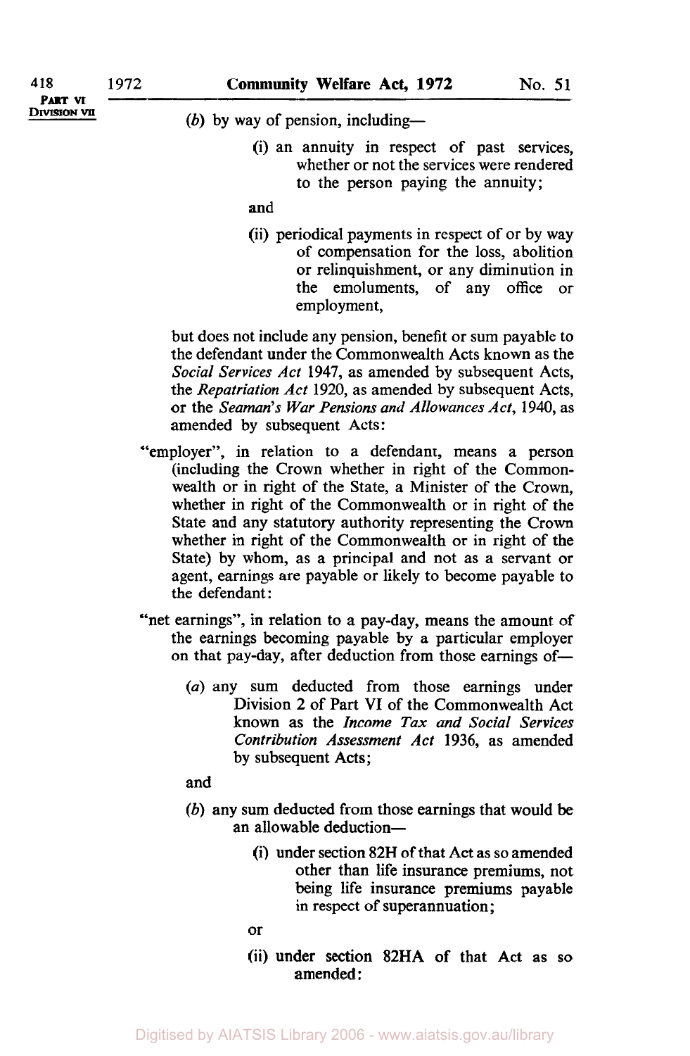(*b*) by way of pension, including—

(i) an annuity in respect of past services, whether or not the services were rendered to the person paying the annuity;

and

(ii) periodical payments in respect of or by way of compensation for the loss, abolition or relinquishment, or any diminution in the emoluments, of any office or employment,

but does not include any pension, benefit or sum payable to the defendant under the Commonwealth Acts known as the *Social Services Act* 1947, as amended by subsequent Acts, the *Repatriation Act* 1920, as amended by subsequent Acts, or the *Seaman's War Pensions and Allowances Act*, 1940, as amended by subsequent Acts:

"employer", in relation to a defendant, means a person (including the Crown whether in right of the Commonwealth or in right of the State, a Minister of the Crown, whether in right of the Commonwealth or in right of the State and any statutory authority representing the Crown whether in right of the Commonwealth or in right of the State) by whom, as a principal and not as a servant or agent, earnings are payable or likely to become payable to the defendant:

"net earnings", in relation to a pay-day, means the amount of the earnings becoming payable by a particular employer on that pay-day, after deduction from those earnings of—

(*a*) any sum deducted from those earnings under Division 2 of Part VI of the Commonwealth Act known as the *Income Tax and Social Services Contribution Assessment Act* 1936, as amended by subsequent Acts;

and

(*b*) any sum deducted from those earnings that would be an allowable deduction—

(i) under section 82H of that Act as so amended other than life insurance premiums, not being life insurance premiums payable in respect of superannuation;

or

(ii) under section 82HA of that Act as so amended: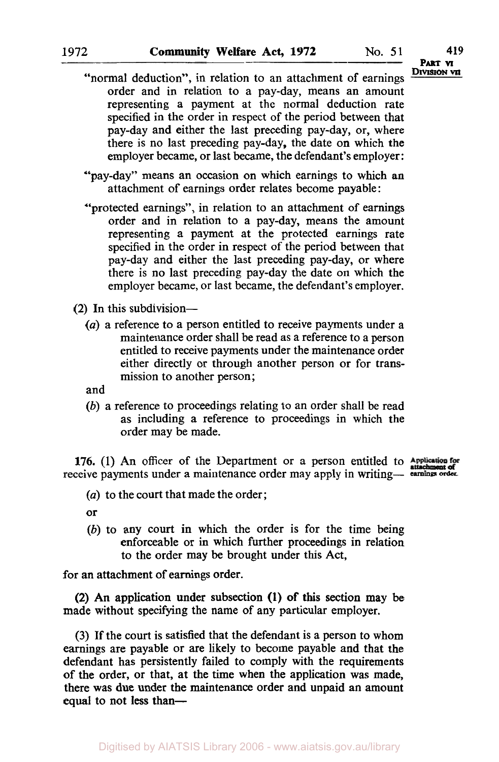"normal deduction", in relation to an attachment of earnings order and in relation to a pay-day, means an amount representing a payment at the normal deduction rate specified in the order in respect of the period between that pay-day and either the last preceding pay-day, or, where there is no last preceding pay-day, the date on which the employer became, or last became, the defendant's employer:

"pay-day" means an occasion on which earnings to which an attachment of earnings order relates become payable:

"protected earnings", in relation to an attachment of earnings order and in relation to a pay-day, means the amount representing a payment at the protected earnings rate specified in the order in respect of the period between that pay-day and either the last preceding pay-day, or where there is no last preceding pay-day the date on which the employer became, or last became, the defendant's employer.

(2) In this subdivision—

(*a*) a reference to a person entitled to receive payments under a maintenance order shall be read as a reference to a person entitled to receive payments under the maintenance order either directly or through another person or for transmission to another person;

and

(*b*) a reference to proceedings relating to an order shall be read as including a reference to proceedings in which the order may be made.

Application for attachment of earnings order.

**176.** (1) An officer of the Department or a person entitled to receive payments under a maintenance order may apply in writing—

(*a*) to the court that made the order;

or

(*b*) to any court in which the order is for the time being enforceable or in which further proceedings in relation to the order may be brought under this Act,

for an attachment of earnings order.

(2) An application under subsection (1) of this section may be made without specifying the name of any particular employer.

(3) If the court is satisfied that the defendant is a person to whom earnings are payable or are likely to become payable and that the defendant has persistently failed to comply with the requirements of the order, or that, at the time when the application was made, there was due under the maintenance order and unpaid an amount equal to not less than—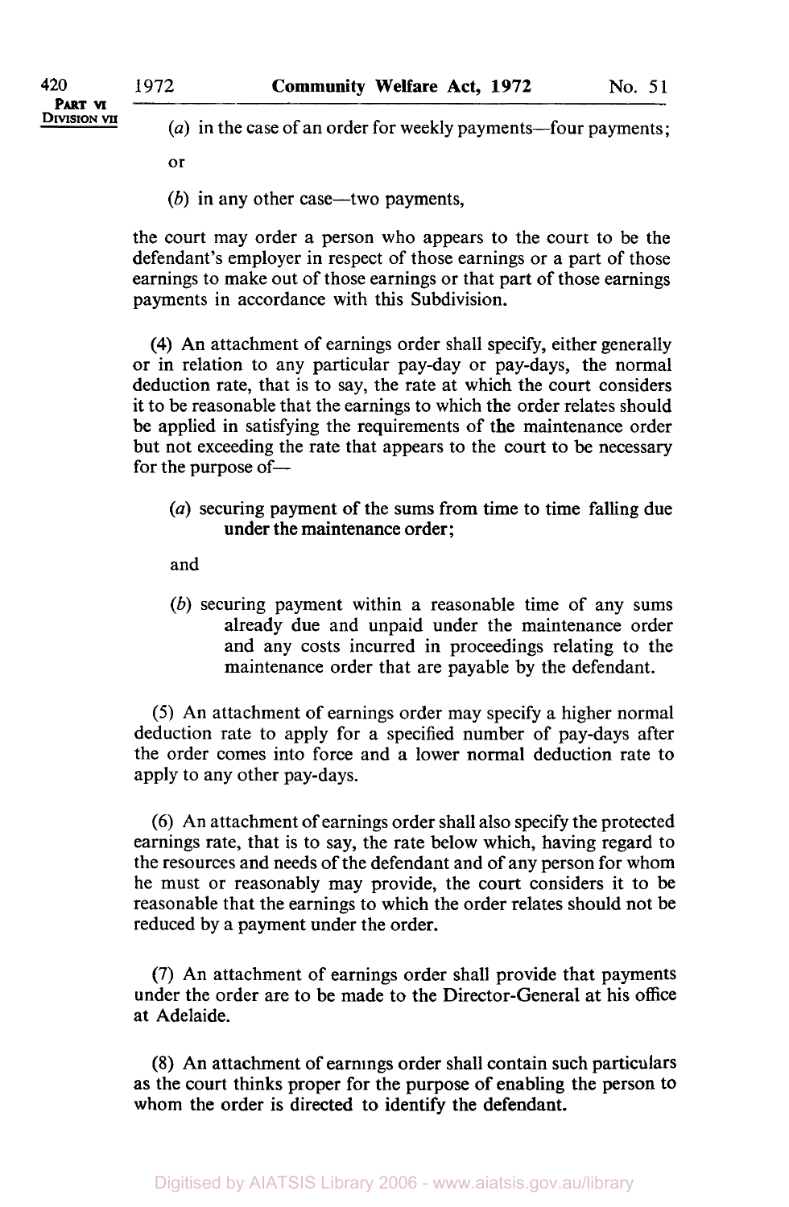(*a*) in the case of an order for weekly payments—four payments;

or

(*b*) in any other case—two payments,

the court may order a person who appears to the court to be the defendant's employer in respect of those earnings or a part of those earnings to make out of those earnings or that part of those earnings payments in accordance with this Subdivision.

(4) An attachment of earnings order shall specify, either generally or in relation to any particular pay-day or pay-days, the normal deduction rate, that is to say, the rate at which the court considers it to be reasonable that the earnings to which the order relates should be applied in satisfying the requirements of the maintenance order but not exceeding the rate that appears to the court to be necessary for the purpose of—

(*a*) securing payment of the sums from time to time falling due under the maintenance order;

and

(*b*) securing payment within a reasonable time of any sums already due and unpaid under the maintenance order and any costs incurred in proceedings relating to the maintenance order that are payable by the defendant.

(5) An attachment of earnings order may specify a higher normal deduction rate to apply for a specified number of pay-days after the order comes into force and a lower normal deduction rate to apply to any other pay-days.

(6) An attachment of earnings order shall also specify the protected earnings rate, that is to say, the rate below which, having regard to the resources and needs of the defendant and of any person for whom he must or reasonably may provide, the court considers it to be reasonable that the earnings to which the order relates should not be reduced by a payment under the order.

(7) An attachment of earnings order shall provide that payments under the order are to be made to the Director-General at his office at Adelaide.

(8) An attachment of earnings order shall contain such particulars as the court thinks proper for the purpose of enabling the person to whom the order is directed to identify the defendant.